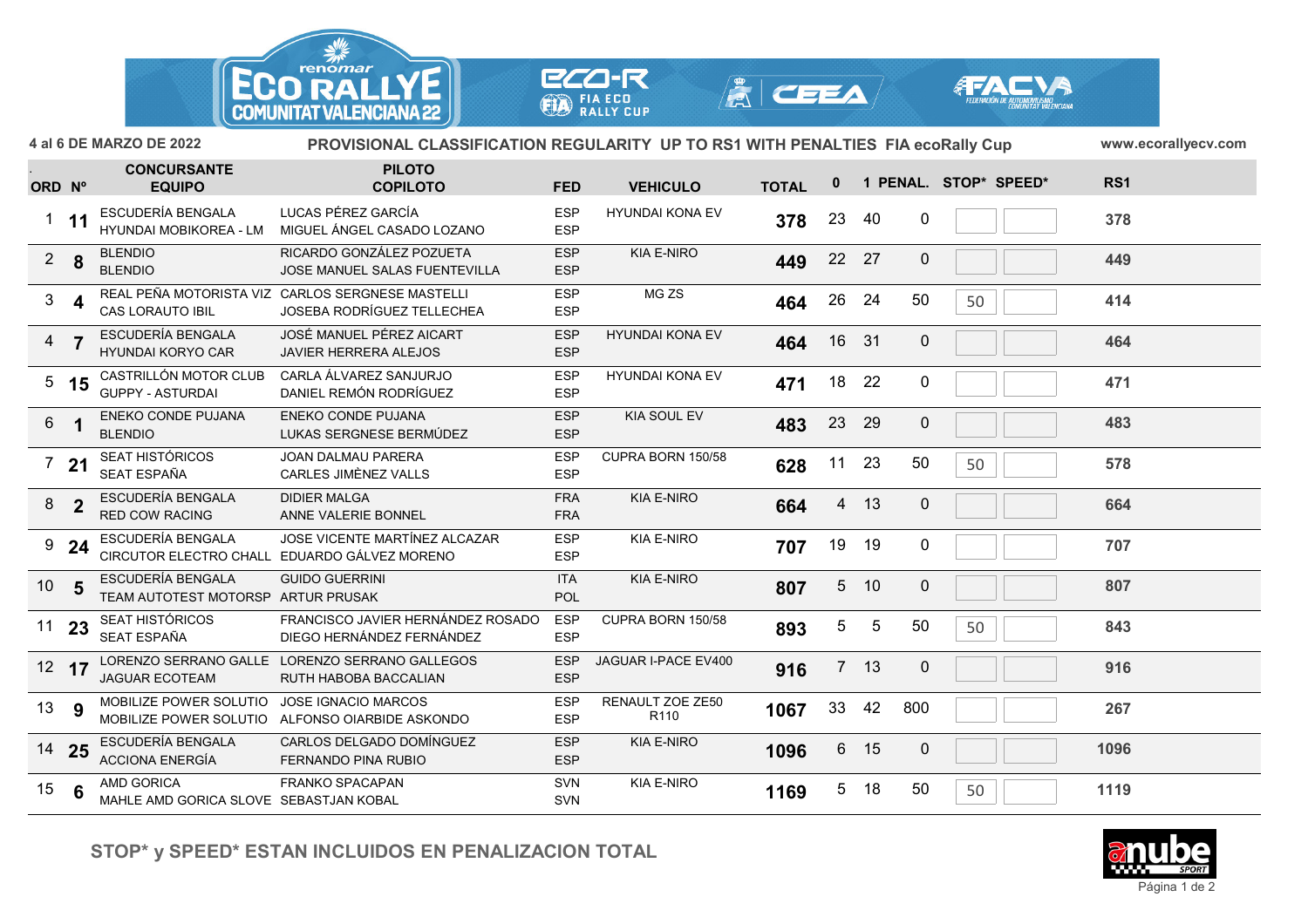4 al 6 DE MARZO DE 2022

**PROVISIONAL CLASSIFICATION REGULARITY UP TO RS1 WITH PENALTIES FIA ecoRally Cup**

www.ecorallyecv.com

| ORD | Nº | CONCURSANTE / EQUIPO | PILOTO / COPILOTO | FED | VEHICULO | TOTAL | 0 | 1 | PENAL. | STOP* | SPEED* | RS1 |
|---|---|---|---|---|---|---|---|---|---|---|---|---|
| 1 | 11 | ESCUDERÍA BENGALA<br>HYUNDAI MOBIKOREA - LM | LUCAS PÉREZ GARCÍA<br>MIGUEL ÁNGEL CASADO LOZANO | ESP<br>ESP | HYUNDAI KONA EV | 378 | 23 | 40 | 0 | | | 378 |
| 2 | 8 | BLENDIO<br>BLENDIO | RICARDO GONZÁLEZ POZUETA<br>JOSE MANUEL SALAS FUENTEVILLA | ESP<br>ESP | KIA E-NIRO | 449 | 22 | 27 | 0 | | | 449 |
| 3 | 4 | REAL PEÑA MOTORISTA VIZ<br>CAS LORAUTO IBIL | CARLOS SERGNESE MASTELLI<br>JOSEBA RODRÍGUEZ TELLECHEA | ESP<br>ESP | MG ZS | 464 | 26 | 24 | 50 | 50 | | 414 |
| 4 | 7 | ESCUDERÍA BENGALA<br>HYUNDAI KORYO CAR | JOSÉ MANUEL PÉREZ AICART<br>JAVIER HERRERA ALEJOS | ESP<br>ESP | HYUNDAI KONA EV | 464 | 16 | 31 | 0 | | | 464 |
| 5 | 15 | CASTRILLÓN MOTOR CLUB<br>GUPPY - ASTURDAI | CARLA ÁLVAREZ SANJURJO<br>DANIEL REMÓN RODRÍGUEZ | ESP<br>ESP | HYUNDAI KONA EV | 471 | 18 | 22 | 0 | | | 471 |
| 6 | 1 | ENEKO CONDE PUJANA<br>BLENDIO | ENEKO CONDE PUJANA<br>LUKAS SERGNESE BERMÚDEZ | ESP<br>ESP | KIA SOUL EV | 483 | 23 | 29 | 0 | | | 483 |
| 7 | 21 | SEAT HISTÓRICOS<br>SEAT ESPAÑA | JOAN DALMAU PARERA<br>CARLES JIMÈNEZ VALLS | ESP<br>ESP | CUPRA BORN 150/58 | 628 | 11 | 23 | 50 | 50 | | 578 |
| 8 | 2 | ESCUDERÍA BENGALA<br>RED COW RACING | DIDIER MALGA<br>ANNE VALERIE BONNEL | FRA<br>FRA | KIA E-NIRO | 664 | 4 | 13 | 0 | | | 664 |
| 9 | 24 | ESCUDERÍA BENGALA<br>CIRCUTOR ELECTRO CHALL | JOSE VICENTE MARTÍNEZ ALCAZAR<br>EDUARDO GÁLVEZ MORENO | ESP<br>ESP | KIA E-NIRO | 707 | 19 | 19 | 0 | | | 707 |
| 10 | 5 | ESCUDERÍA BENGALA<br>TEAM AUTOTEST MOTORSP | GUIDO GUERRINI<br>ARTUR PRUSAK | ITA<br>POL | KIA E-NIRO | 807 | 5 | 10 | 0 | | | 807 |
| 11 | 23 | SEAT HISTÓRICOS<br>SEAT ESPAÑA | FRANCISCO JAVIER HERNÁNDEZ ROSADO<br>DIEGO HERNÁNDEZ FERNÁNDEZ | ESP<br>ESP | CUPRA BORN 150/58 | 893 | 5 | 5 | 50 | 50 | | 843 |
| 12 | 17 | LORENZO SERRANO GALLE<br>JAGUAR ECOTEAM | LORENZO SERRANO GALLEGOS<br>RUTH HABOBA BACCALIAN | ESP<br>ESP | JAGUAR I-PACE EV400 | 916 | 7 | 13 | 0 | | | 916 |
| 13 | 9 | MOBILIZE POWER SOLUTIO<br>MOBILIZE POWER SOLUTIO | JOSE IGNACIO MARCOS<br>ALFONSO OIARBIDE ASKONDO | ESP<br>ESP | RENAULT ZOE ZE50 R110 | 1067 | 33 | 42 | 800 | | | 267 |
| 14 | 25 | ESCUDERÍA BENGALA<br>ACCIONA ENERGÍA | CARLOS DELGADO DOMÍNGUEZ<br>FERNANDO PINA RUBIO | ESP<br>ESP | KIA E-NIRO | 1096 | 6 | 15 | 0 | | | 1096 |
| 15 | 6 | AMD GORICA<br>MAHLE AMD GORICA SLOVE | FRANKO SPACAPAN<br>SEBASTJAN KOBAL | SVN<br>SVN | KIA E-NIRO | 1169 | 5 | 18 | 50 | 50 | | 1119 |

**STOP* y SPEED* ESTAN INCLUIDOS EN PENALIZACION TOTAL**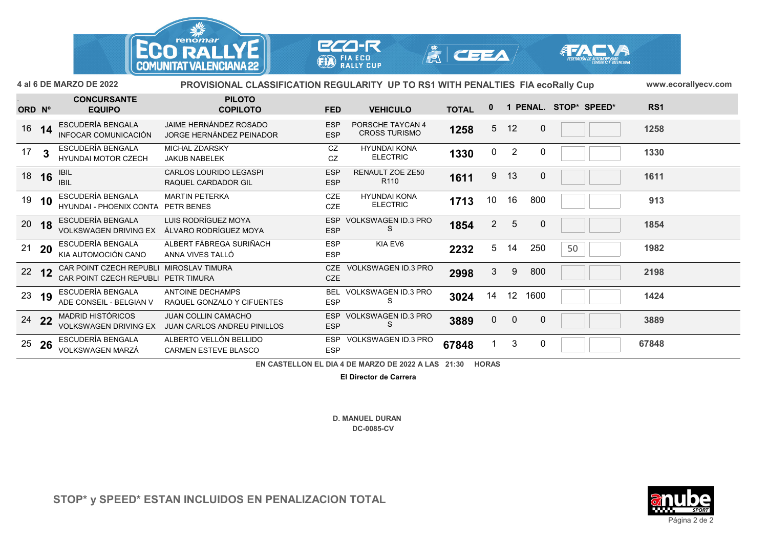4 al 6 DE MARZO DE 2022

**PROVISIONAL CLASSIFICATION REGULARITY UP TO RS1 WITH PENALTIES FIA ecoRally Cup**

www.ecorallyecv.com

| ORD | Nº | CONCURSANTE / EQUIPO | PILOTO / COPILOTO | FED | VEHICULO | TOTAL | 0 | 1 | PENAL. | STOP* | SPEED* | RS1 |
|---|---|---|---|---|---|---|---|---|---|---|---|---|
| 16 | 14 | ESCUDERÍA BENGALA<br>INFOCAR COMUNICACIÓN | JAIME HERNÁNDEZ ROSADO<br>JORGE HERNÁNDEZ PEINADOR | ESP<br>ESP | PORSCHE TAYCAN 4 CROSS TURISMO | 1258 | 5 | 12 | 0 | | | 1258 |
| 17 | 3 | ESCUDERÍA BENGALA<br>HYUNDAI MOTOR CZECH | MICHAL ZDARSKY<br>JAKUB NABELEK | CZ<br>CZ | HYUNDAI KONA ELECTRIC | 1330 | 0 | 2 | 0 | | | 1330 |
| 18 | 16 | IBIL<br>IBIL | CARLOS LOURIDO LEGASPI<br>RAQUEL CARDADOR GIL | ESP<br>ESP | RENAULT ZOE ZE50 R110 | 1611 | 9 | 13 | 0 | | | 1611 |
| 19 | 10 | ESCUDERÍA BENGALA<br>HYUNDAI - PHOENIX CONTA | MARTIN PETERKA<br>PETR BENES | CZE<br>CZE | HYUNDAI KONA ELECTRIC | 1713 | 10 | 16 | 800 | | | 913 |
| 20 | 18 | ESCUDERÍA BENGALA<br>VOLKSWAGEN DRIVING EX | LUIS RODRÍGUEZ MOYA<br>ÁLVARO RODRÍGUEZ MOYA | ESP<br>ESP | VOLKSWAGEN ID.3 PRO S | 1854 | 2 | 5 | 0 | | | 1854 |
| 21 | 20 | ESCUDERÍA BENGALA<br>KIA AUTOMOCIÓN CANO | ALBERT FÁBREGA SURIÑACH<br>ANNA VIVES TALLÓ | ESP<br>ESP | KIA EV6 | 2232 | 5 | 14 | 250 | 50 | | 1982 |
| 22 | 12 | CAR POINT CZECH REPUBLI<br>CAR POINT CZECH REPUBLI | MIROSLAV TIMURA<br>PETR TIMURA | CZE<br>CZE | VOLKSWAGEN ID.3 PRO | 2998 | 3 | 9 | 800 | | | 2198 |
| 23 | 19 | ESCUDERÍA BENGALA<br>ADE CONSEIL - BELGIAN V | ANTOINE DECHAMPS<br>RAQUEL GONZALO Y CIFUENTES | BEL<br>ESP | VOLKSWAGEN ID.3 PRO S | 3024 | 14 | 12 | 1600 | | | 1424 |
| 24 | 22 | MADRID HISTÓRICOS<br>VOLKSWAGEN DRIVING EX | JUAN COLLIN CAMACHO<br>JUAN CARLOS ANDREU PINILLOS | ESP<br>ESP | VOLKSWAGEN ID.3 PRO S | 3889 | 0 | 0 | 0 | | | 3889 |
| 25 | 26 | ESCUDERÍA BENGALA<br>VOLKSWAGEN MARZÁ | ALBERTO VELLÓN BELLIDO<br>CARMEN ESTEVE BLASCO | ESP<br>ESP | VOLKSWAGEN ID.3 PRO | 67848 | 1 | 3 | 0 | | | 67848 |

**EN CASTELLON EL DIA 4 DE MARZO DE 2022 A LAS 21:30 HORAS**

**El Director de Carrera**

**D. MANUEL DURAN**
**DC-0085-CV**

**STOP* y SPEED* ESTAN INCLUIDOS EN PENALIZACION TOTAL**